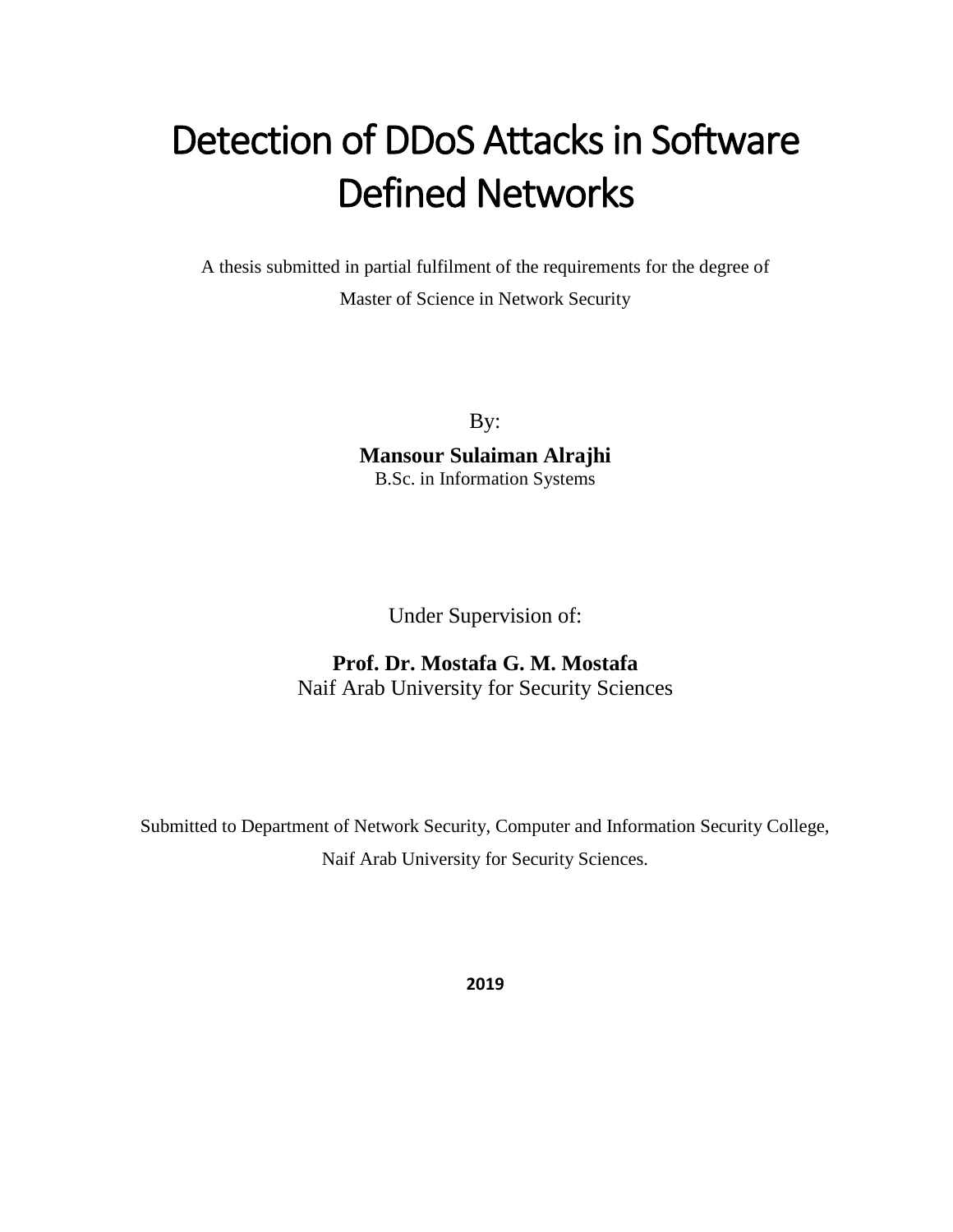# Detection of DDoS Attacks in Software Defined Networks

A thesis submitted in partial fulfilment of the requirements for the degree of

Master of Science in Network Security

By:

**Mansour Sulaiman Alrajhi**

B.Sc. in Information Systems

Under Supervision of:

**Prof. Dr. Mostafa G. M. Mostafa**

Naif Arab University for Security Sciences

Submitted to Department of Network Security, Computer and Information Security College,

Naif Arab University for Security Sciences.

**2019**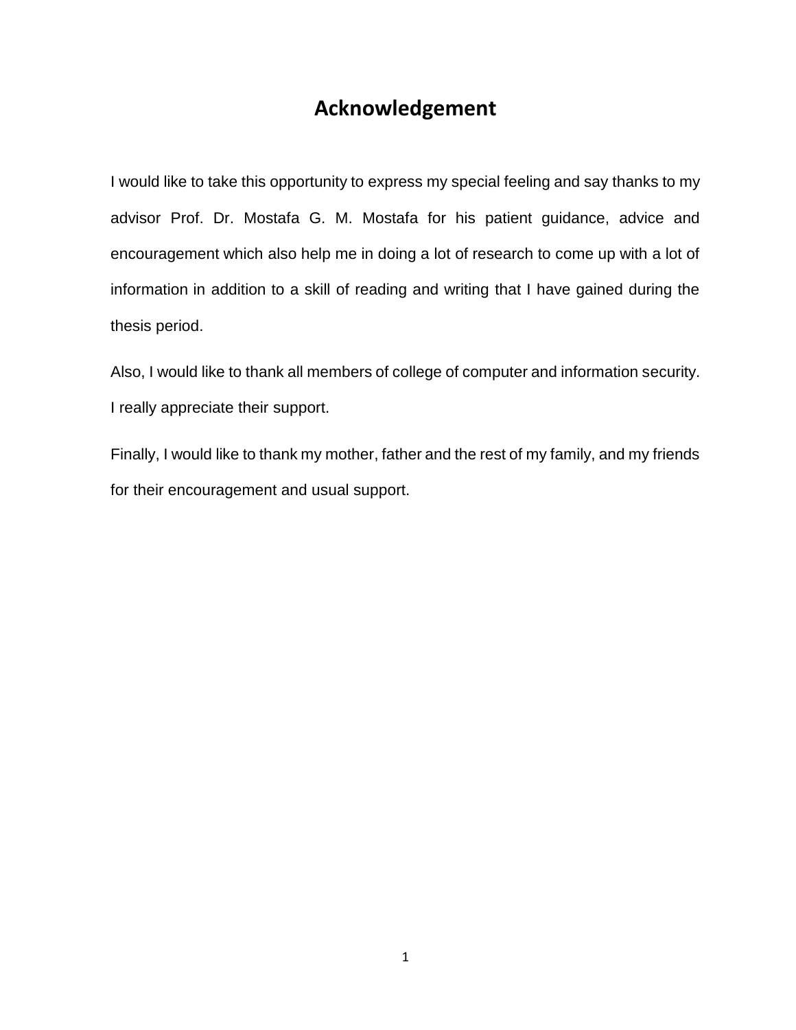# Acknowledgement

I would like to take this opportunity to express my special feeling and say thanks to my advisor Prof. Dr. Mostafa G. M. Mostafa for his patient guidance, advice and encouragement which also help me in doing a lot of research to come up with a lot of information in addition to a skill of reading and writing that I have gained during the thesis period.

Also, I would like to thank all members of college of computer and information security. I really appreciate their support.

Finally, I would like to thank my mother, father and the rest of my family, and my friends for their encouragement and usual support.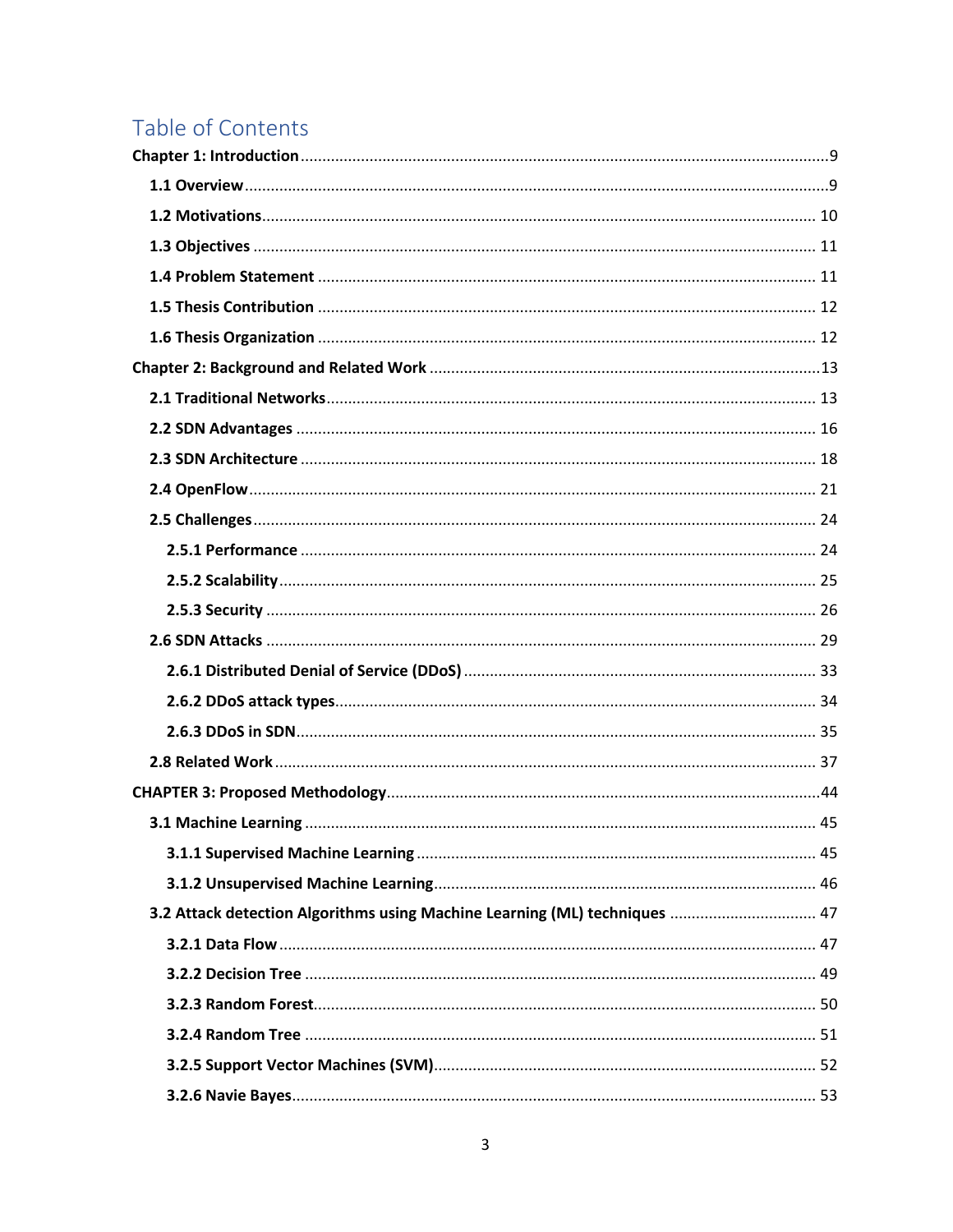# Table of Contents

**Chapter 1: Introduction** .......... 9

- **1.1 Overview** .......... 9
- **1.2 Motivations** .......... 10
- **1.3 Objectives** .......... 11
- **1.4 Problem Statement** .......... 11
- **1.5 Thesis Contribution** .......... 12
- **1.6 Thesis Organization** .......... 12

**Chapter 2: Background and Related Work** .......... 13

- **2.1 Traditional Networks** .......... 13
- **2.2 SDN Advantages** .......... 16
- **2.3 SDN Architecture** .......... 18
- **2.4 OpenFlow** .......... 21
- **2.5 Challenges** .......... 24
  - **2.5.1 Performance** .......... 24
  - **2.5.2 Scalability** .......... 25
  - **2.5.3 Security** .......... 26
- **2.6 SDN Attacks** .......... 29
  - **2.6.1 Distributed Denial of Service (DDoS)** .......... 33
  - **2.6.2 DDoS attack types** .......... 34
  - **2.6.3 DDoS in SDN** .......... 35
- **2.8 Related Work** .......... 37

**CHAPTER 3: Proposed Methodology** .......... 44

- **3.1 Machine Learning** .......... 45
  - **3.1.1 Supervised Machine Learning** .......... 45
  - **3.1.2 Unsupervised Machine Learning** .......... 46
- **3.2 Attack detection Algorithms using Machine Learning (ML) techniques** .......... 47
  - **3.2.1 Data Flow** .......... 47
  - **3.2.2 Decision Tree** .......... 49
  - **3.2.3 Random Forest** .......... 50
  - **3.2.4 Random Tree** .......... 51
  - **3.2.5 Support Vector Machines (SVM)** .......... 52
  - **3.2.6 Navie Bayes** .......... 53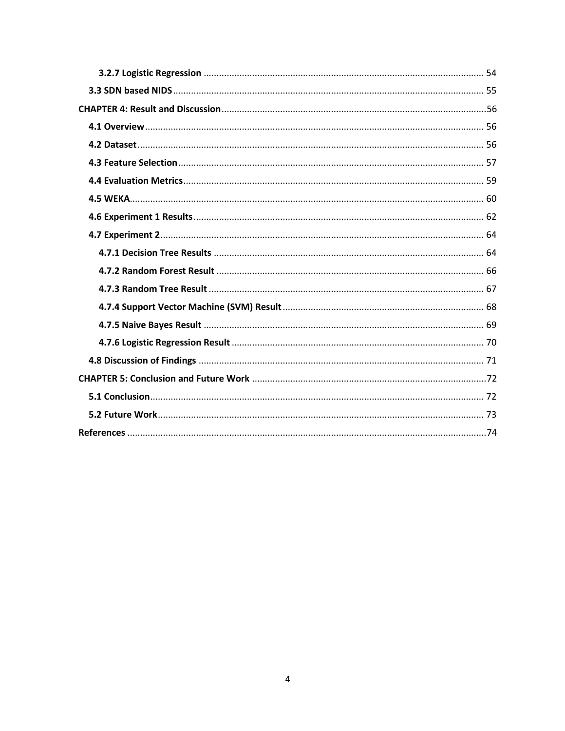**3.2.7 Logistic Regression** ............................................................................................................ 54

**3.3 SDN based NIDS** ........................................................................................................................ 55

**CHAPTER 4: Result and Discussion** ......................................................................................................56

**4.1 Overview** ..................................................................................................................................... 56

**4.2 Dataset** ....................................................................................................................................... 56

**4.3 Feature Selection** ....................................................................................................................... 57

**4.4 Evaluation Metrics** ..................................................................................................................... 59

**4.5 WEKA** .......................................................................................................................................... 60

**4.6 Experiment 1 Results** ................................................................................................................. 62

**4.7 Experiment 2** .............................................................................................................................. 64

**4.7.1 Decision Tree Results** ........................................................................................................ 64

**4.7.2 Random Forest Result** ....................................................................................................... 66

**4.7.3 Random Tree Result** .......................................................................................................... 67

**4.7.4 Support Vector Machine (SVM) Result** ............................................................................. 68

**4.7.5 Naive Bayes Result** ............................................................................................................ 69

**4.7.6 Logistic Regression Result** ................................................................................................. 70

**4.8 Discussion of Findings** ............................................................................................................... 71

**CHAPTER 5: Conclusion and Future Work** ...........................................................................................72

**5.1 Conclusion** .................................................................................................................................. 72

**5.2 Future Work** ............................................................................................................................... 73

**References** ..........................................................................................................................................74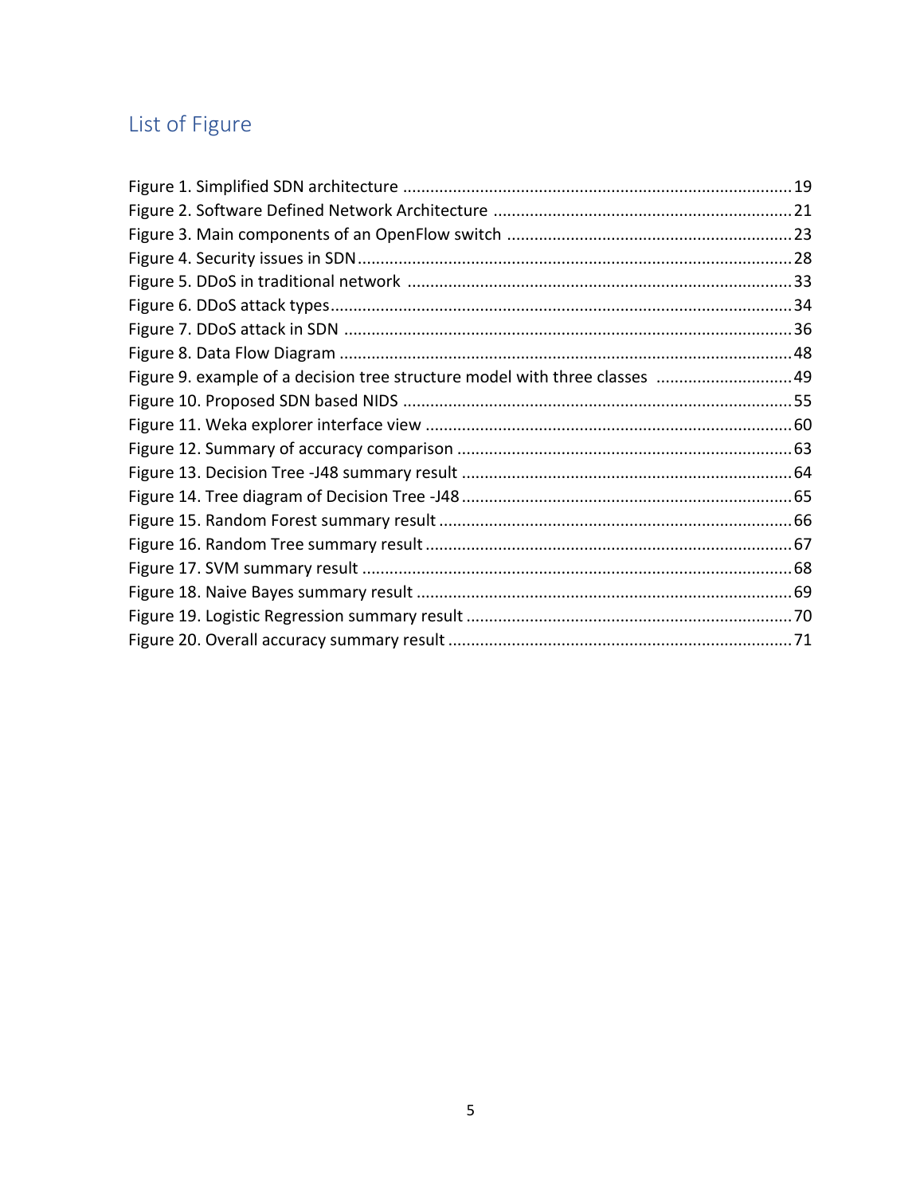## List of Figure

Figure 1. Simplified SDN architecture .......... 19
Figure 2. Software Defined Network Architecture .......... 21
Figure 3. Main components of an OpenFlow switch .......... 23
Figure 4. Security issues in SDN .......... 28
Figure 5. DDoS in traditional network .......... 33
Figure 6. DDoS attack types .......... 34
Figure 7. DDoS attack in SDN .......... 36
Figure 8. Data Flow Diagram .......... 48
Figure 9. example of a decision tree structure model with three classes .......... 49
Figure 10. Proposed SDN based NIDS .......... 55
Figure 11. Weka explorer interface view .......... 60
Figure 12. Summary of accuracy comparison .......... 63
Figure 13. Decision Tree -J48 summary result .......... 64
Figure 14. Tree diagram of Decision Tree -J48 .......... 65
Figure 15. Random Forest summary result .......... 66
Figure 16. Random Tree summary result .......... 67
Figure 17. SVM summary result .......... 68
Figure 18. Naive Bayes summary result .......... 69
Figure 19. Logistic Regression summary result .......... 70
Figure 20. Overall accuracy summary result .......... 71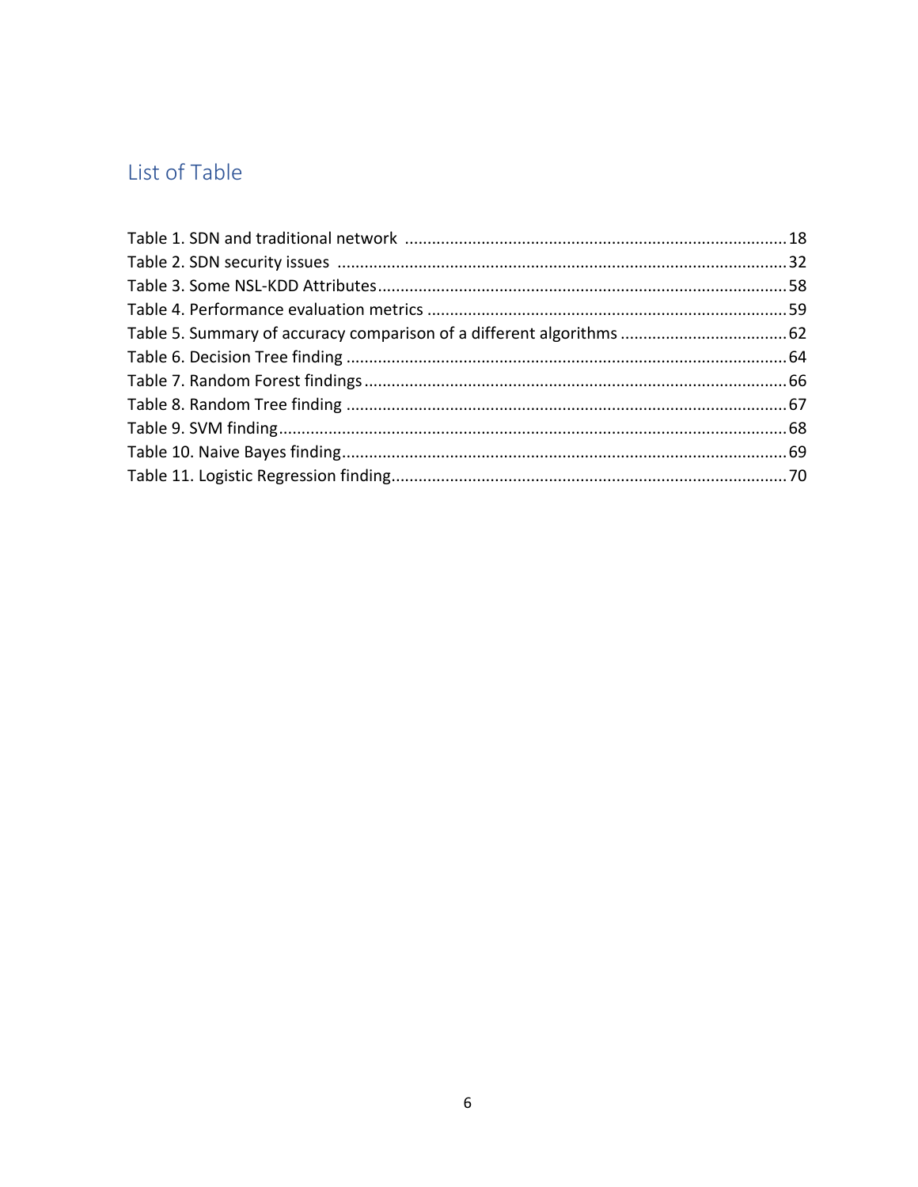# List of Table

Table 1. SDN and traditional network ..... 18
Table 2. SDN security issues ..... 32
Table 3. Some NSL-KDD Attributes ..... 58
Table 4. Performance evaluation metrics ..... 59
Table 5. Summary of accuracy comparison of a different algorithms ..... 62
Table 6. Decision Tree finding ..... 64
Table 7. Random Forest findings ..... 66
Table 8. Random Tree finding ..... 67
Table 9. SVM finding ..... 68
Table 10. Naive Bayes finding ..... 69
Table 11. Logistic Regression finding ..... 70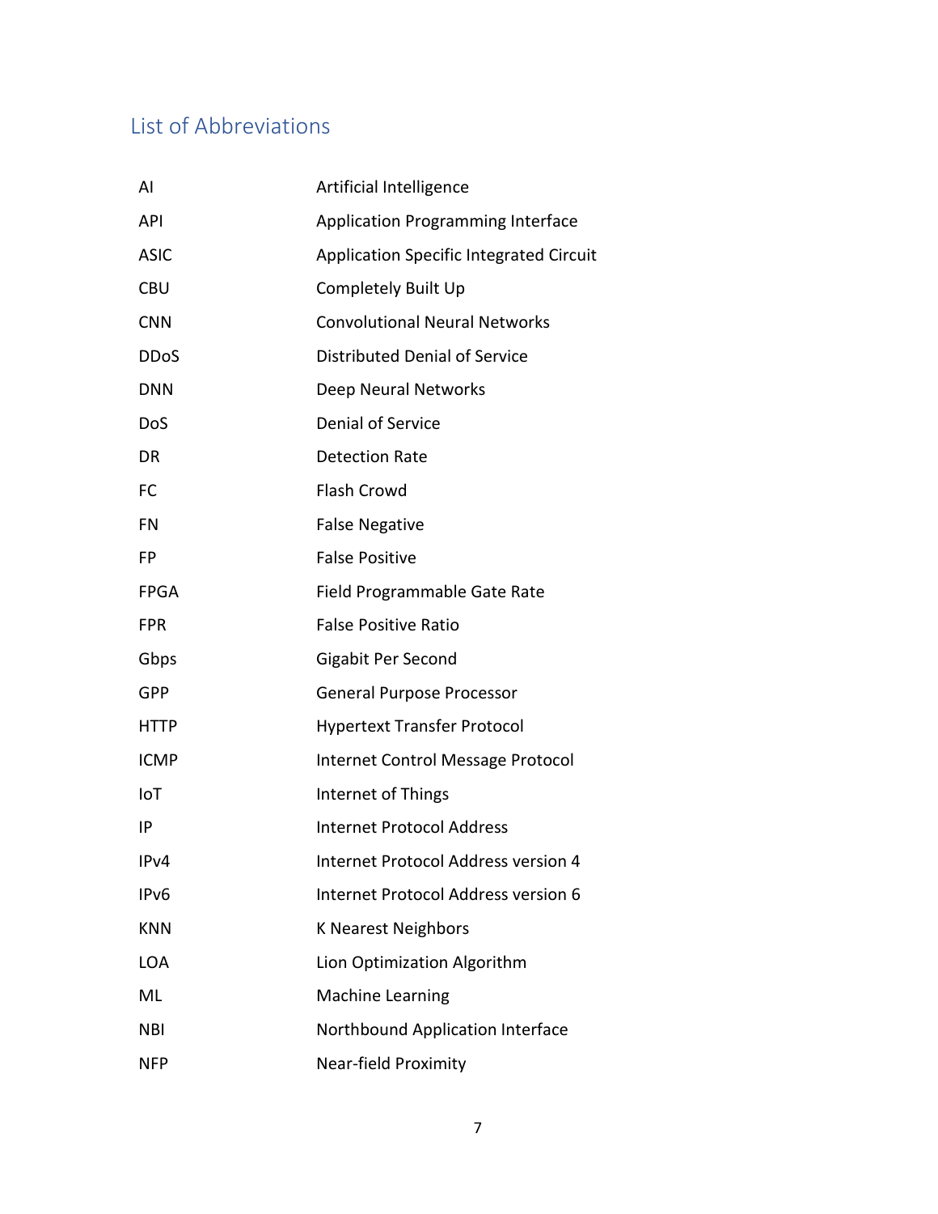## List of Abbreviations

| | |
|---|---|
| AI | Artificial Intelligence |
| API | Application Programming Interface |
| ASIC | Application Specific Integrated Circuit |
| CBU | Completely Built Up |
| CNN | Convolutional Neural Networks |
| DDoS | Distributed Denial of Service |
| DNN | Deep Neural Networks |
| DoS | Denial of Service |
| DR | Detection Rate |
| FC | Flash Crowd |
| FN | False Negative |
| FP | False Positive |
| FPGA | Field Programmable Gate Rate |
| FPR | False Positive Ratio |
| Gbps | Gigabit Per Second |
| GPP | General Purpose Processor |
| HTTP | Hypertext Transfer Protocol |
| ICMP | Internet Control Message Protocol |
| IoT | Internet of Things |
| IP | Internet Protocol Address |
| IPv4 | Internet Protocol Address version 4 |
| IPv6 | Internet Protocol Address version 6 |
| KNN | K Nearest Neighbors |
| LOA | Lion Optimization Algorithm |
| ML | Machine Learning |
| NBI | Northbound Application Interface |
| NFP | Near-field Proximity |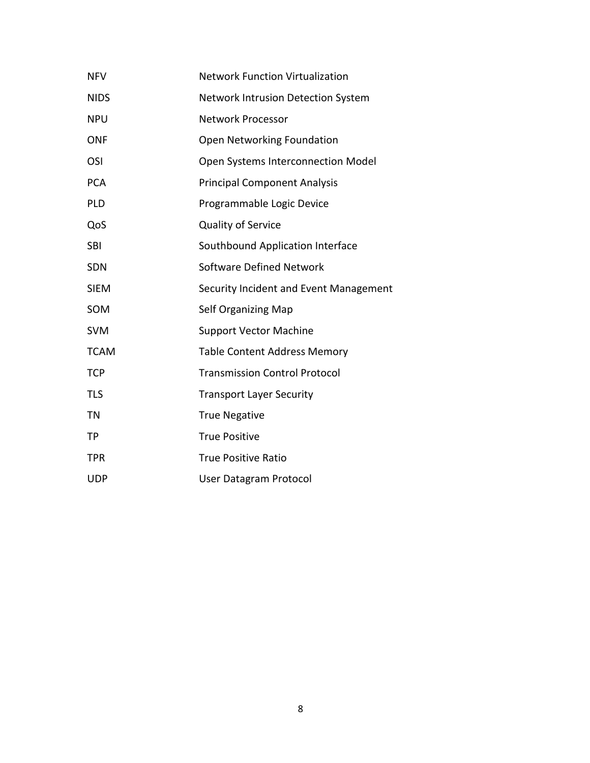| | |
|---|---|
| NFV | Network Function Virtualization |
| NIDS | Network Intrusion Detection System |
| NPU | Network Processor |
| ONF | Open Networking Foundation |
| OSI | Open Systems Interconnection Model |
| PCA | Principal Component Analysis |
| PLD | Programmable Logic Device |
| QoS | Quality of Service |
| SBI | Southbound Application Interface |
| SDN | Software Defined Network |
| SIEM | Security Incident and Event Management |
| SOM | Self Organizing Map |
| SVM | Support Vector Machine |
| TCAM | Table Content Address Memory |
| TCP | Transmission Control Protocol |
| TLS | Transport Layer Security |
| TN | True Negative |
| TP | True Positive |
| TPR | True Positive Ratio |
| UDP | User Datagram Protocol |